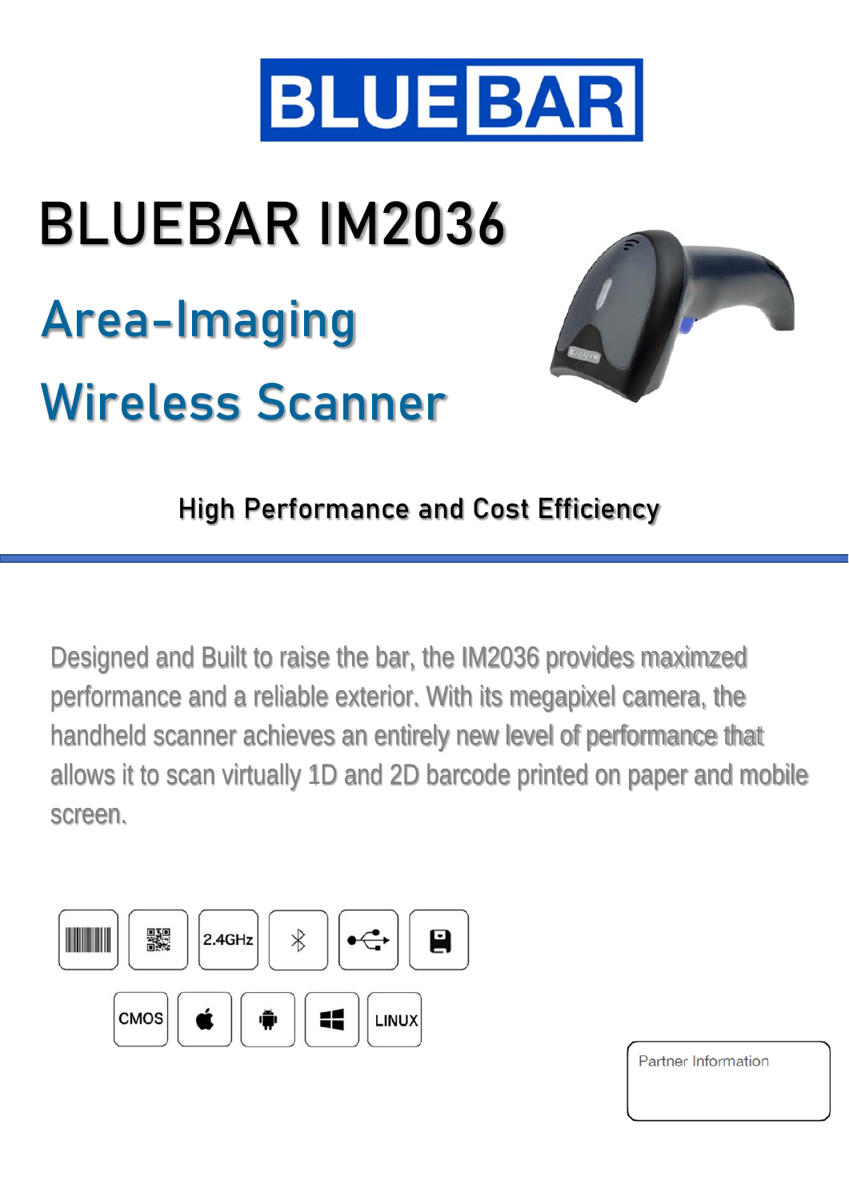BLUEBAR

# BLUEBAR IM2036

## Area-Imaging

## Wireless Scanner

**High Performance and Cost Efficiency**

Designed and Built to raise the bar, the IM2036 provides maximzed performance and a reliable exterior. With its megapixel camera, the handheld scanner achieves an entirely new level of performance that allows it to scan virtually 1D and 2D barcode printed on paper and mobile screen.

2.4GHz

CMOS

LINUX

Partner Information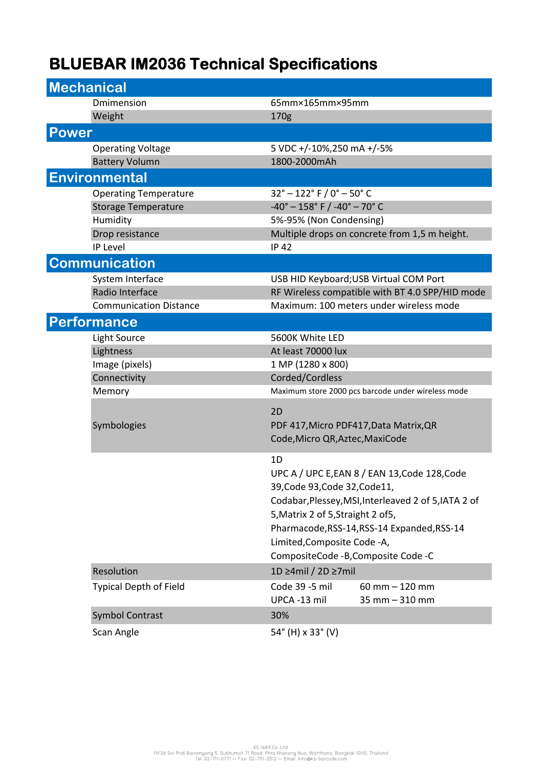# BLUEBAR IM2036 Technical Specifications

| | |
|---|---|
| **Mechanical** | |
| Dmimension | 65mm×165mm×95mm |
| Weight | 170g |
| **Power** | |
| Operating Voltage | 5 VDC +/-10%,250 mA +/-5% |
| Battery Volumn | 1800-2000mAh |
| **Environmental** | |
| Operating Temperature | 32° – 122° F / 0° – 50° C |
| Storage Temperature | -40° – 158° F / -40° – 70° C |
| Humidity | 5%-95% (Non Condensing) |
| Drop resistance | Multiple drops on concrete from 1,5 m height. |
| IP Level | IP 42 |
| **Communication** | |
| System Interface | USB HID Keyboard;USB Virtual COM Port |
| Radio Interface | RF Wireless compatible with BT 4.0 SPP/HID mode |
| Communication Distance | Maximum: 100 meters under wireless mode |
| **Performance** | |
| Light Source | 5600K White LED |
| Lightness | At least 70000 lux |
| Image (pixels) | 1 MP (1280 x 800) |
| Connectivity | Corded/Cordless |
| Memory | Maximum store 2000 pcs barcode under wireless mode |
| Symbologies | 2D<br>PDF 417,Micro PDF417,Data Matrix,QR Code,Micro QR,Aztec,MaxiCode |
| | 1D<br>UPC A / UPC E,EAN 8 / EAN 13,Code 128,Code 39,Code 93,Code 32,Code11, Codabar,Plessey,MSI,Interleaved 2 of 5,IATA 2 of 5,Matrix 2 of 5,Straight 2 of5, Pharmacode,RSS-14,RSS-14 Expanded,RSS-14 Limited,Composite Code -A, CompositeCode -B,Composite Code -C |
| Resolution | 1D ≥4mil / 2D ≥7mil |
| Typical Depth of Field | Code 39 -5 mil 60 mm – 120 mm<br>UPCA -13 mil 35 mm – 310 mm |
| Symbol Contrast | 30% |
| Scan Angle | 54° (H) x 33° (V) |

KS 1689 Co.,Ltd.
19/34 Soi Pridi Banomyong 5, Sukhumvit 71 Road, Phra Khanong Nua, Watthana, Bangkok 10110, Thailand.
Tel: 02-711-0771 ‹› Fax: 02-751-2512 ‹› Email: info@ks-barcode.com